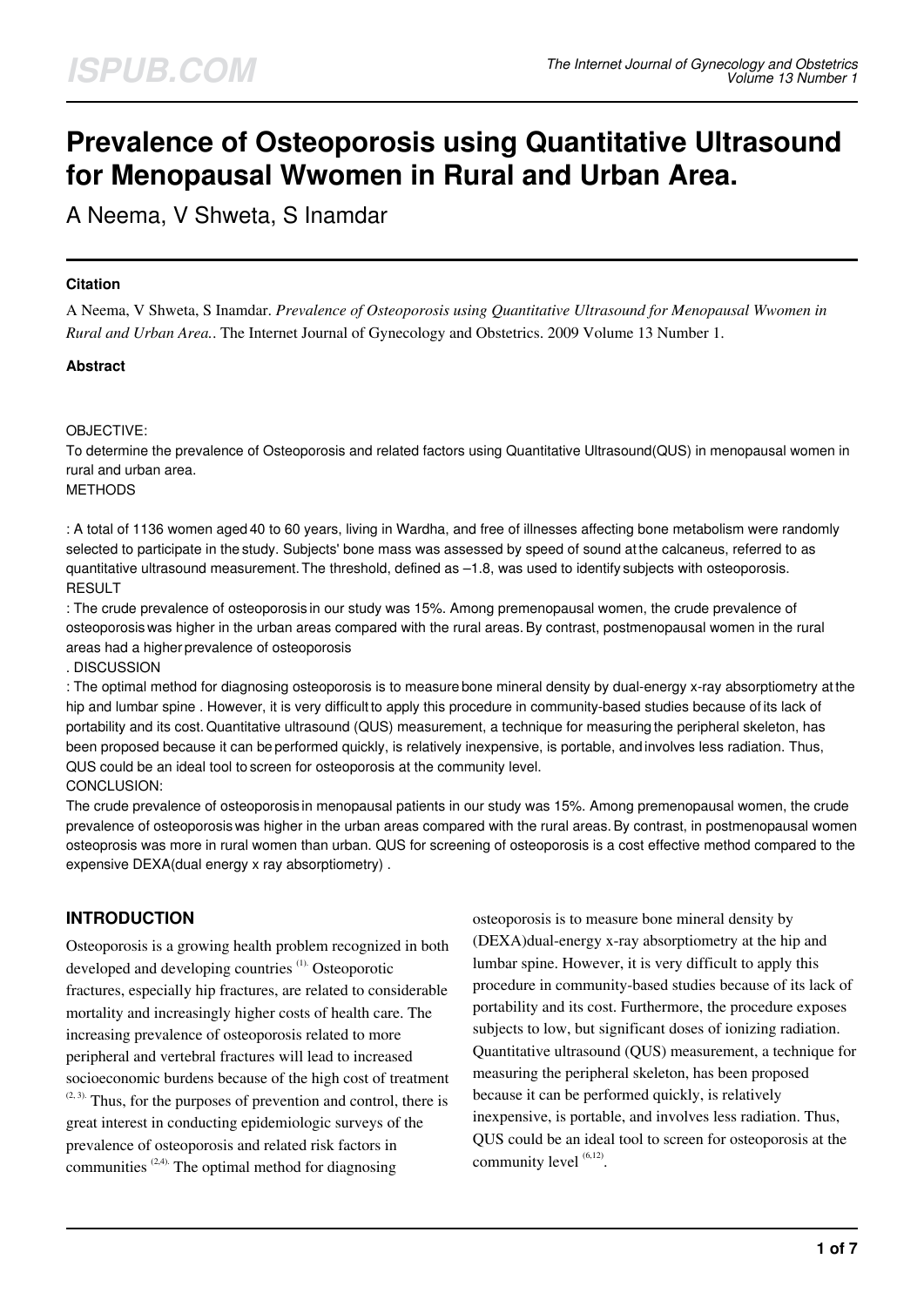# Prevalence of Osteoporosis using Quantitative Ultrasound for Menopausal Wwomen in Rural and Urban Area.

A Neema, V Shweta, S Inamdar

### Citation

A Neema, V Shweta, S Inamdar. *Prevalence of Osteoporosis using Quantitative Ultrasound for Menopausal Wwomen in Rural and Urban Area.*. The Internet Journal of Gynecology and Obstetrics. 2009 Volume 13 Number 1.

### Abstract

OBJECTIVE:
To determine the prevalence of Osteoporosis and related factors using Quantitative Ultrasound(QUS) in menopausal women in rural and urban area.
METHODS

: A total of 1136 women aged 40 to 60 years, living in Wardha, and free of illnesses affecting bone metabolism were randomly selected to participate in the study. Subjects' bone mass was assessed by speed of sound at the calcaneus, referred to as quantitative ultrasound measurement. The threshold, defined as –1.8, was used to identify subjects with osteoporosis.
RESULT

: The crude prevalence of osteoporosis in our study was 15%. Among premenopausal women, the crude prevalence of osteoporosis was higher in the urban areas compared with the rural areas. By contrast, postmenopausal women in the rural areas had a higher prevalence of osteoporosis

. DISCUSSION

: The optimal method for diagnosing osteoporosis is to measure bone mineral density by dual-energy x-ray absorptiometry at the hip and lumbar spine . However, it is very difficult to apply this procedure in community-based studies because of its lack of portability and its cost. Quantitative ultrasound (QUS) measurement, a technique for measuring the peripheral skeleton, has been proposed because it can be performed quickly, is relatively inexpensive, is portable, and involves less radiation. Thus, QUS could be an ideal tool to screen for osteoporosis at the community level.
CONCLUSION:
The crude prevalence of osteoporosis in menopausal patients in our study was 15%. Among premenopausal women, the crude prevalence of osteoporosis was higher in the urban areas compared with the rural areas. By contrast, in postmenopausal women osteoprosis was more in rural women than urban. QUS for screening of osteoporosis is a cost effective method compared to the expensive DEXA(dual energy x ray absorptiometry) .

## INTRODUCTION

Osteoporosis is a growing health problem recognized in both developed and developing countries [1]. Osteoporotic fractures, especially hip fractures, are related to considerable mortality and increasingly higher costs of health care. The increasing prevalence of osteoporosis related to more peripheral and vertebral fractures will lead to increased socioeconomic burdens because of the high cost of treatment [2, 3]. Thus, for the purposes of prevention and control, there is great interest in conducting epidemiologic surveys of the prevalence of osteoporosis and related risk factors in communities [2,4]. The optimal method for diagnosing osteoporosis is to measure bone mineral density by (DEXA)dual-energy x-ray absorptiometry at the hip and lumbar spine. However, it is very difficult to apply this procedure in community-based studies because of its lack of portability and its cost. Furthermore, the procedure exposes subjects to low, but significant doses of ionizing radiation. Quantitative ultrasound (QUS) measurement, a technique for measuring the peripheral skeleton, has been proposed because it can be performed quickly, is relatively inexpensive, is portable, and involves less radiation. Thus, QUS could be an ideal tool to screen for osteoporosis at the community level [6,12].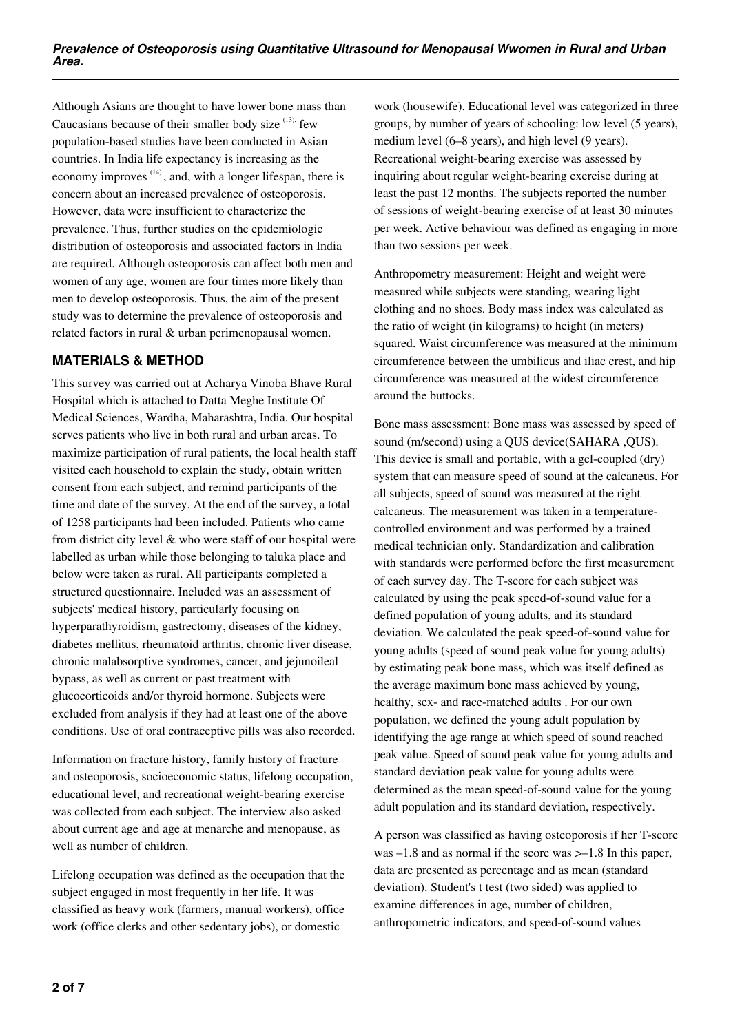Although Asians are thought to have lower bone mass than Caucasians because of their smaller body size [13]. few population-based studies have been conducted in Asian countries. In India life expectancy is increasing as the economy improves [14], and, with a longer lifespan, there is concern about an increased prevalence of osteoporosis. However, data were insufficient to characterize the prevalence. Thus, further studies on the epidemiologic distribution of osteoporosis and associated factors in India are required. Although osteoporosis can affect both men and women of any age, women are four times more likely than men to develop osteoporosis. Thus, the aim of the present study was to determine the prevalence of osteoporosis and related factors in rural & urban perimenopausal women.

## MATERIALS & METHOD

This survey was carried out at Acharya Vinoba Bhave Rural Hospital which is attached to Datta Meghe Institute Of Medical Sciences, Wardha, Maharashtra, India. Our hospital serves patients who live in both rural and urban areas. To maximize participation of rural patients, the local health staff visited each household to explain the study, obtain written consent from each subject, and remind participants of the time and date of the survey. At the end of the survey, a total of 1258 participants had been included. Patients who came from district city level & who were staff of our hospital were labelled as urban while those belonging to taluka place and below were taken as rural. All participants completed a structured questionnaire. Included was an assessment of subjects' medical history, particularly focusing on hyperparathyroidism, gastrectomy, diseases of the kidney, diabetes mellitus, rheumatoid arthritis, chronic liver disease, chronic malabsorptive syndromes, cancer, and jejunoileal bypass, as well as current or past treatment with glucocorticoids and/or thyroid hormone. Subjects were excluded from analysis if they had at least one of the above conditions. Use of oral contraceptive pills was also recorded.

Information on fracture history, family history of fracture and osteoporosis, socioeconomic status, lifelong occupation, educational level, and recreational weight-bearing exercise was collected from each subject. The interview also asked about current age and age at menarche and menopause, as well as number of children.

Lifelong occupation was defined as the occupation that the subject engaged in most frequently in her life. It was classified as heavy work (farmers, manual workers), office work (office clerks and other sedentary jobs), or domestic work (housewife). Educational level was categorized in three groups, by number of years of schooling: low level (5 years), medium level (6–8 years), and high level (9 years). Recreational weight-bearing exercise was assessed by inquiring about regular weight-bearing exercise during at least the past 12 months. The subjects reported the number of sessions of weight-bearing exercise of at least 30 minutes per week. Active behaviour was defined as engaging in more than two sessions per week.

Anthropometry measurement: Height and weight were measured while subjects were standing, wearing light clothing and no shoes. Body mass index was calculated as the ratio of weight (in kilograms) to height (in meters) squared. Waist circumference was measured at the minimum circumference between the umbilicus and iliac crest, and hip circumference was measured at the widest circumference around the buttocks.

Bone mass assessment: Bone mass was assessed by speed of sound (m/second) using a QUS device(SAHARA ,QUS). This device is small and portable, with a gel-coupled (dry) system that can measure speed of sound at the calcaneus. For all subjects, speed of sound was measured at the right calcaneus. The measurement was taken in a temperature-controlled environment and was performed by a trained medical technician only. Standardization and calibration with standards were performed before the first measurement of each survey day. The T-score for each subject was calculated by using the peak speed-of-sound value for a defined population of young adults, and its standard deviation. We calculated the peak speed-of-sound value for young adults (speed of sound peak value for young adults) by estimating peak bone mass, which was itself defined as the average maximum bone mass achieved by young, healthy, sex- and race-matched adults . For our own population, we defined the young adult population by identifying the age range at which speed of sound reached peak value. Speed of sound peak value for young adults and standard deviation peak value for young adults were determined as the mean speed-of-sound value for the young adult population and its standard deviation, respectively.

A person was classified as having osteoporosis if her T-score was $-1.8$ and as normal if the score was $>-1.8$ In this paper, data are presented as percentage and as mean (standard deviation). Student's t test (two sided) was applied to examine differences in age, number of children, anthropometric indicators, and speed-of-sound values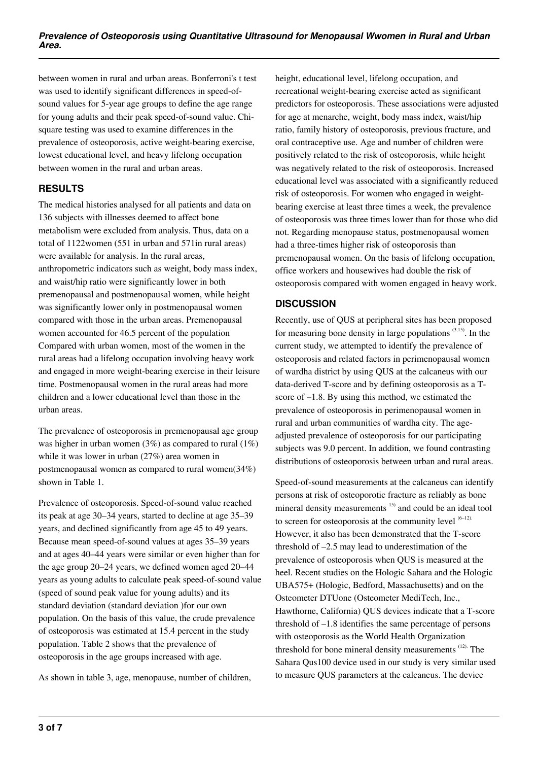between women in rural and urban areas. Bonferroni's t test was used to identify significant differences in speed-of-sound values for 5-year age groups to define the age range for young adults and their peak speed-of-sound value. Chi-square testing was used to examine differences in the prevalence of osteoporosis, active weight-bearing exercise, lowest educational level, and heavy lifelong occupation between women in the rural and urban areas.

## RESULTS

The medical histories analysed for all patients and data on 136 subjects with illnesses deemed to affect bone metabolism were excluded from analysis. Thus, data on a total of 1122women (551 in urban and 571in rural areas) were available for analysis. In the rural areas, anthropometric indicators such as weight, body mass index, and waist/hip ratio were significantly lower in both premenopausal and postmenopausal women, while height was significantly lower only in postmenopausal women compared with those in the urban areas. Premenopausal women accounted for 46.5 percent of the population Compared with urban women, most of the women in the rural areas had a lifelong occupation involving heavy work and engaged in more weight-bearing exercise in their leisure time. Postmenopausal women in the rural areas had more children and a lower educational level than those in the urban areas.

The prevalence of osteoporosis in premenopausal age group was higher in urban women (3%) as compared to rural (1%) while it was lower in urban (27%) area women in postmenopausal women as compared to rural women(34%) shown in Table 1.

Prevalence of osteoporosis. Speed-of-sound value reached its peak at age 30–34 years, started to decline at age 35–39 years, and declined significantly from age 45 to 49 years. Because mean speed-of-sound values at ages 35–39 years and at ages 40–44 years were similar or even higher than for the age group 20–24 years, we defined women aged 20–44 years as young adults to calculate peak speed-of-sound value (speed of sound peak value for young adults) and its standard deviation (standard deviation )for our own population. On the basis of this value, the crude prevalence of osteoporosis was estimated at 15.4 percent in the study population. Table 2 shows that the prevalence of osteoporosis in the age groups increased with age.

As shown in table 3, age, menopause, number of children, height, educational level, lifelong occupation, and recreational weight-bearing exercise acted as significant predictors for osteoporosis. These associations were adjusted for age at menarche, weight, body mass index, waist/hip ratio, family history of osteoporosis, previous fracture, and oral contraceptive use. Age and number of children were positively related to the risk of osteoporosis, while height was negatively related to the risk of osteoporosis. Increased educational level was associated with a significantly reduced risk of osteoporosis. For women who engaged in weight-bearing exercise at least three times a week, the prevalence of osteoporosis was three times lower than for those who did not. Regarding menopause status, postmenopausal women had a three-times higher risk of osteoporosis than premenopausal women. On the basis of lifelong occupation, office workers and housewives had double the risk of osteoporosis compared with women engaged in heavy work.

## DISCUSSION

Recently, use of QUS at peripheral sites has been proposed for measuring bone density in large populations [3,15]. In the current study, we attempted to identify the prevalence of osteoporosis and related factors in perimenopausal women of wardha district by using QUS at the calcaneus with our data-derived T-score and by defining osteoporosis as a T-score of –1.8. By using this method, we estimated the prevalence of osteoporosis in perimenopausal women in rural and urban communities of wardha city. The age-adjusted prevalence of osteoporosis for our participating subjects was 9.0 percent. In addition, we found contrasting distributions of osteoporosis between urban and rural areas.

Speed-of-sound measurements at the calcaneus can identify persons at risk of osteoporotic fracture as reliably as bone mineral density measurements [15)] and could be an ideal tool to screen for osteoporosis at the community level [(6–12).] However, it also has been demonstrated that the T-score threshold of –2.5 may lead to underestimation of the prevalence of osteoporosis when QUS is measured at the heel. Recent studies on the Hologic Sahara and the Hologic UBA575+ (Hologic, Bedford, Massachusetts) and on the Osteometer DTUone (Osteometer MediTech, Inc., Hawthorne, California) QUS devices indicate that a T-score threshold of –1.8 identifies the same percentage of persons with osteoporosis as the World Health Organization threshold for bone mineral density measurements [(12).] The Sahara Qus100 device used in our study is very similar used to measure QUS parameters at the calcaneus. The device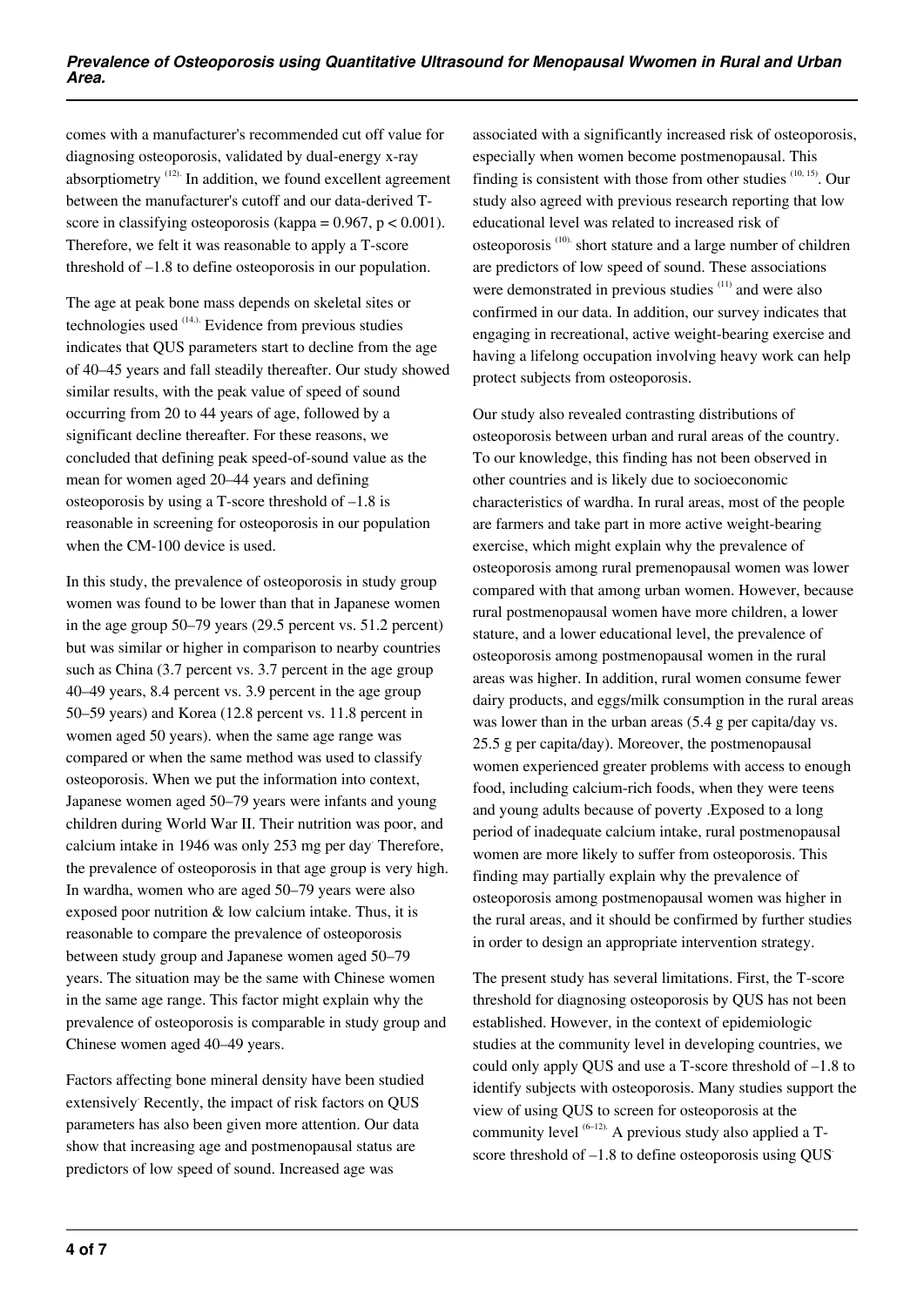comes with a manufacturer's recommended cut off value for diagnosing osteoporosis, validated by dual-energy x-ray absorptiometry [12]. In addition, we found excellent agreement between the manufacturer's cutoff and our data-derived T-score in classifying osteoporosis (kappa = 0.967, $p < 0.001$). Therefore, we felt it was reasonable to apply a T-score threshold of –1.8 to define osteoporosis in our population.

The age at peak bone mass depends on skeletal sites or technologies used [14]. Evidence from previous studies indicates that QUS parameters start to decline from the age of 40–45 years and fall steadily thereafter. Our study showed similar results, with the peak value of speed of sound occurring from 20 to 44 years of age, followed by a significant decline thereafter. For these reasons, we concluded that defining peak speed-of-sound value as the mean for women aged 20–44 years and defining osteoporosis by using a T-score threshold of –1.8 is reasonable in screening for osteoporosis in our population when the CM-100 device is used.

In this study, the prevalence of osteoporosis in study group women was found to be lower than that in Japanese women in the age group 50–79 years (29.5 percent vs. 51.2 percent) but was similar or higher in comparison to nearby countries such as China (3.7 percent vs. 3.7 percent in the age group 40–49 years, 8.4 percent vs. 3.9 percent in the age group 50–59 years) and Korea (12.8 percent vs. 11.8 percent in women aged 50 years). when the same age range was compared or when the same method was used to classify osteoporosis. When we put the information into context, Japanese women aged 50–79 years were infants and young children during World War II. Their nutrition was poor, and calcium intake in 1946 was only 253 mg per day. Therefore, the prevalence of osteoporosis in that age group is very high. In wardha, women who are aged 50–79 years were also exposed poor nutrition & low calcium intake. Thus, it is reasonable to compare the prevalence of osteoporosis between study group and Japanese women aged 50–79 years. The situation may be the same with Chinese women in the same age range. This factor might explain why the prevalence of osteoporosis is comparable in study group and Chinese women aged 40–49 years.

Factors affecting bone mineral density have been studied extensively. Recently, the impact of risk factors on QUS parameters has also been given more attention. Our data show that increasing age and postmenopausal status are predictors of low speed of sound. Increased age was associated with a significantly increased risk of osteoporosis, especially when women become postmenopausal. This finding is consistent with those from other studies [10, 15]. Our study also agreed with previous research reporting that low educational level was related to increased risk of osteoporosis [10]. short stature and a large number of children are predictors of low speed of sound. These associations were demonstrated in previous studies [11] and were also confirmed in our data. In addition, our survey indicates that engaging in recreational, active weight-bearing exercise and having a lifelong occupation involving heavy work can help protect subjects from osteoporosis.

Our study also revealed contrasting distributions of osteoporosis between urban and rural areas of the country. To our knowledge, this finding has not been observed in other countries and is likely due to socioeconomic characteristics of wardha. In rural areas, most of the people are farmers and take part in more active weight-bearing exercise, which might explain why the prevalence of osteoporosis among rural premenopausal women was lower compared with that among urban women. However, because rural postmenopausal women have more children, a lower stature, and a lower educational level, the prevalence of osteoporosis among postmenopausal women in the rural areas was higher. In addition, rural women consume fewer dairy products, and eggs/milk consumption in the rural areas was lower than in the urban areas (5.4 g per capita/day vs. 25.5 g per capita/day). Moreover, the postmenopausal women experienced greater problems with access to enough food, including calcium-rich foods, when they were teens and young adults because of poverty .Exposed to a long period of inadequate calcium intake, rural postmenopausal women are more likely to suffer from osteoporosis. This finding may partially explain why the prevalence of osteoporosis among postmenopausal women was higher in the rural areas, and it should be confirmed by further studies in order to design an appropriate intervention strategy.

The present study has several limitations. First, the T-score threshold for diagnosing osteoporosis by QUS has not been established. However, in the context of epidemiologic studies at the community level in developing countries, we could only apply QUS and use a T-score threshold of –1.8 to identify subjects with osteoporosis. Many studies support the view of using QUS to screen for osteoporosis at the community level [6–12]. A previous study also applied a T-score threshold of –1.8 to define osteoporosis using QUS.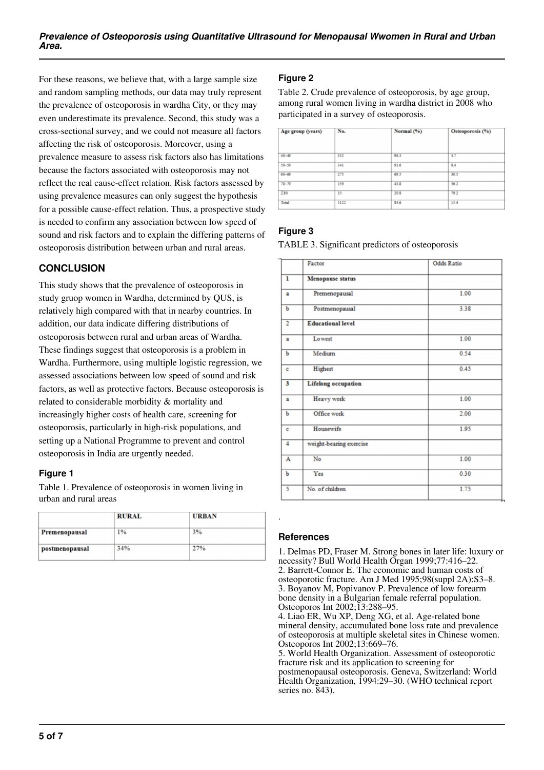For these reasons, we believe that, with a large sample size and random sampling methods, our data may truly represent the prevalence of osteoporosis in wardha City, or they may even underestimate its prevalence. Second, this study was a cross-sectional survey, and we could not measure all factors affecting the risk of osteoporosis. Moreover, using a prevalence measure to assess risk factors also has limitations because the factors associated with osteoporosis may not reflect the real cause-effect relation. Risk factors assessed by using prevalence measures can only suggest the hypothesis for a possible cause-effect relation. Thus, a prospective study is needed to confirm any association between low speed of sound and risk factors and to explain the differing patterns of osteoporosis distribution between urban and rural areas.

## CONCLUSION

This study shows that the prevalence of osteoporosis in study gruop women in Wardha, determined by QUS, is relatively high compared with that in nearby countries. In addition, our data indicate differing distributions of osteoporosis between rural and urban areas of Wardha. These findings suggest that osteoporosis is a problem in Wardha. Furthermore, using multiple logistic regression, we assessed associations between low speed of sound and risk factors, as well as protective factors. Because osteoporosis is related to considerable morbidity & mortality and increasingly higher costs of health care, screening for osteoporosis, particularly in high-risk populations, and setting up a National Programme to prevent and control osteoporosis in India are urgently needed.

### Figure 1

Table 1. Prevalence of osteoporosis in women living in urban and rural areas

| | RURAL | URBAN |
|---|---|---|
| Premenopausal | 1% | 3% |
| postmenopausal | 34% | 27% |

### Figure 2

Table 2. Crude prevalence of osteoporosis, by age group, among rural women living in wardha district in 2008 who participated in a survey of osteoporosis.

| Age group (years) | No. | Normal (%) | Osteoporosis (%) |
|---|---|---|---|
| 40–49 | 332 | 96.3 | 3.7 |
| 50–59 | 341 | 91.6 | 8.4 |
| 60–69 | 275 | 69.5 | 30.5 |
| 70–79 | 159 | 43.8 | 56.2 |
| ≥80 | 15 | 20.8 | 79.2 |
| Total | 1122 | 84.6 | 15.4 |

### Figure 3

TABLE 3. Significant predictors of osteoporosis

| | Factor | Odds Ratio |
|---|---|---|
| 1 | **Menopause status** | |
| a | Premenopausal | 1.00 |
| b | Postmenopausal | 3.38 |
| 2 | **Educational level** | |
| a | Lowest | 1.00 |
| b | Medium | 0.54 |
| c | Highest | 0.45 |
| 3 | **Lifelong occupation** | |
| a | Heavy work | 1.00 |
| b | Office work | 2.00 |
| c | Housewife | 1.95 |
| 4 | weight-bearing exercise | |
| A | No | 1.00 |
| b | Yes | 0.30 |
| 5 | No. of children | 1.75 |

.

### References

1. Delmas PD, Fraser M. Strong bones in later life: luxury or necessity? Bull World Health Organ 1999;77:416–22.
2. Barrett-Connor E. The economic and human costs of osteoporotic fracture. Am J Med 1995;98(suppl 2A):S3–8.
3. Boyanov M, Popivanov P. Prevalence of low forearm bone density in a Bulgarian female referral population. Osteoporos Int 2002;13:288–95.
4. Liao ER, Wu XP, Deng XG, et al. Age-related bone mineral density, accumulated bone loss rate and prevalence of osteoporosis at multiple skeletal sites in Chinese women. Osteoporos Int 2002;13:669–76.
5. World Health Organization. Assessment of osteoporotic fracture risk and its application to screening for postmenopausal osteoporosis. Geneva, Switzerland: World Health Organization, 1994:29–30. (WHO technical report series no. 843).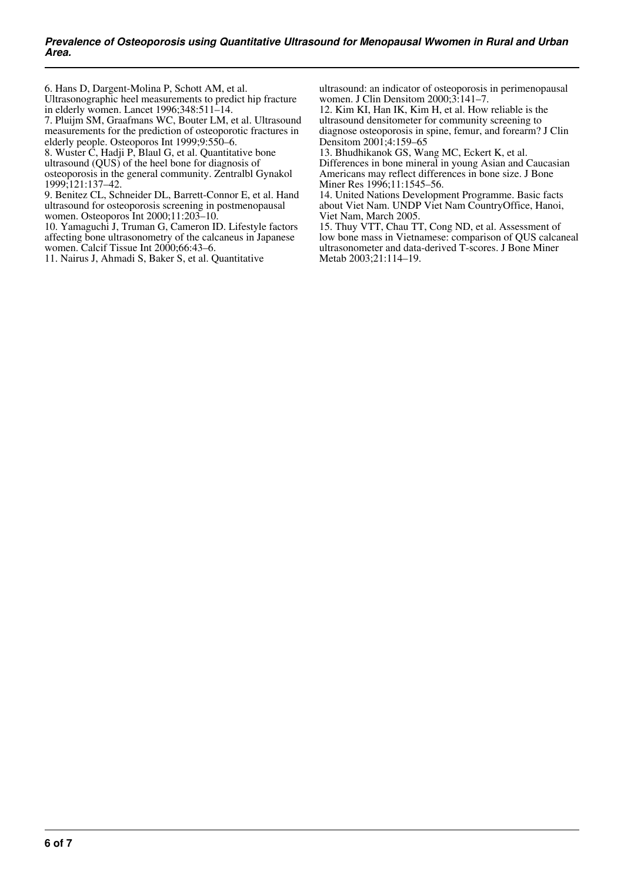6. Hans D, Dargent-Molina P, Schott AM, et al. Ultrasonographic heel measurements to predict hip fracture in elderly women. Lancet 1996;348:511–14.

7. Pluijm SM, Graafmans WC, Bouter LM, et al. Ultrasound measurements for the prediction of osteoporotic fractures in elderly people. Osteoporos Int 1999;9:550–6.

8. Wuster C, Hadji P, Blaul G, et al. Quantitative bone ultrasound (QUS) of the heel bone for diagnosis of osteoporosis in the general community. Zentralbl Gynakol 1999;121:137–42.

9. Benitez CL, Schneider DL, Barrett-Connor E, et al. Hand ultrasound for osteoporosis screening in postmenopausal women. Osteoporos Int 2000;11:203–10.

10. Yamaguchi J, Truman G, Cameron ID. Lifestyle factors affecting bone ultrasonometry of the calcaneus in Japanese women. Calcif Tissue Int 2000;66:43–6.

11. Nairus J, Ahmadi S, Baker S, et al. Quantitative ultrasound: an indicator of osteoporosis in perimenopausal women. J Clin Densitom 2000;3:141–7.

12. Kim KI, Han IK, Kim H, et al. How reliable is the ultrasound densitometer for community screening to diagnose osteoporosis in spine, femur, and forearm? J Clin Densitom 2001;4:159–65

13. Bhudhikanok GS, Wang MC, Eckert K, et al. Differences in bone mineral in young Asian and Caucasian Americans may reflect differences in bone size. J Bone Miner Res 1996;11:1545–56.

14. United Nations Development Programme. Basic facts about Viet Nam. UNDP Viet Nam CountryOffice, Hanoi, Viet Nam, March 2005.

15. Thuy VTT, Chau TT, Cong ND, et al. Assessment of low bone mass in Vietnamese: comparison of QUS calcaneal ultrasonometer and data-derived T-scores. J Bone Miner Metab 2003;21:114–19.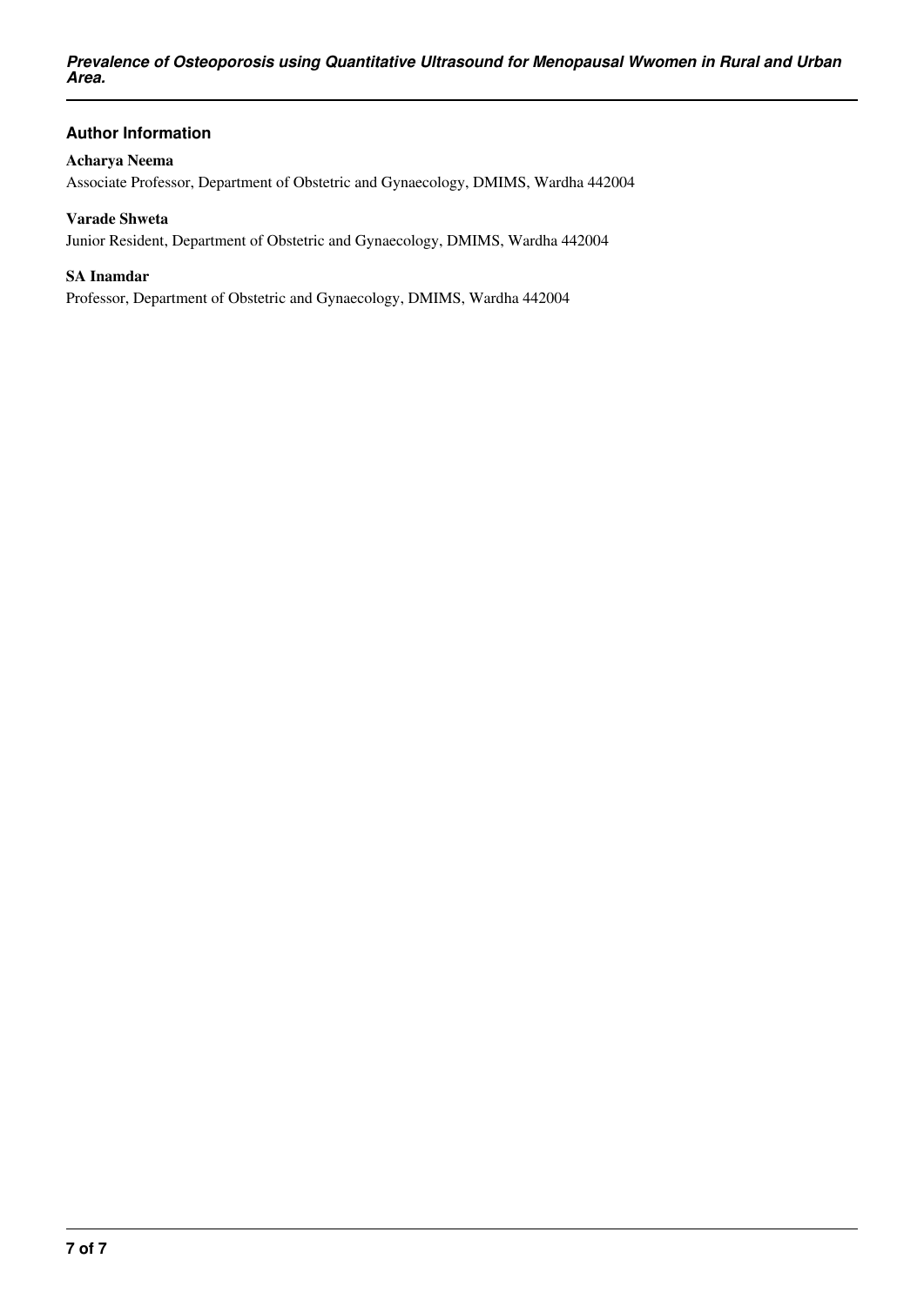## Author Information

**Acharya Neema**
Associate Professor, Department of Obstetric and Gynaecology, DMIMS, Wardha 442004

**Varade Shweta**
Junior Resident, Department of Obstetric and Gynaecology, DMIMS, Wardha 442004

**SA Inamdar**
Professor, Department of Obstetric and Gynaecology, DMIMS, Wardha 442004